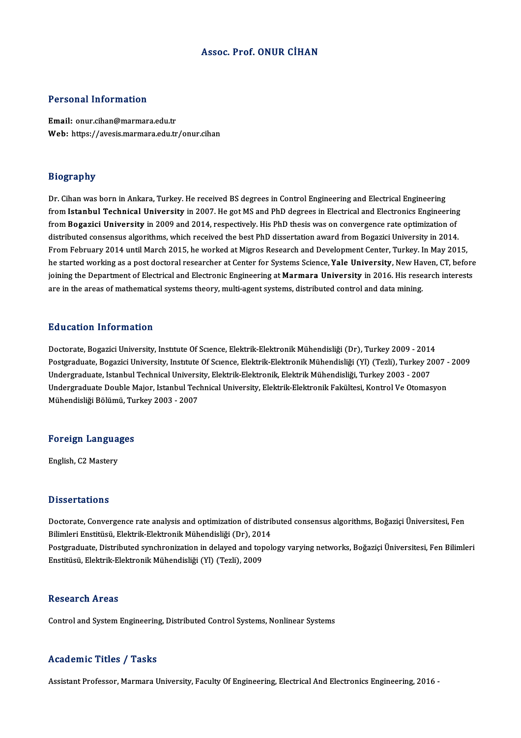# Assoc. Prof. ONUR CİHAN

## Personal Information

**Email:** onur.cihan@marmara.edu.tr
**Web:** https://avesis.marmara.edu.tr/onur.cihan

## Biography

Dr. Cihan was born in Ankara, Turkey. He received BS degrees in Control Engineering and Electrical Engineering from **Istanbul Technical University** in 2007. He got MS and PhD degrees in Electrical and Electronics Engineering from **Bogazici University** in 2009 and 2014, respectively. His PhD thesis was on convergence rate optimization of distributed consensus algorithms, which received the best PhD dissertation award from Bogazici University in 2014. From February 2014 until March 2015, he worked at Migros Research and Development Center, Turkey. In May 2015, he started working as a post doctoral researcher at Center for Systems Science, **Yale University**, New Haven, CT, before joining the Department of Electrical and Electronic Engineering at **Marmara University** in 2016. His research interests are in the areas of mathematical systems theory, multi-agent systems, distributed control and data mining.

## Education Information

Doctorate, Bogazici University, Instıtute Of Scıence, Elektrik-Elektronik Mühendisliği (Dr), Turkey 2009 - 2014
Postgraduate, Bogazici University, Instıtute Of Scıence, Elektrik-Elektronik Mühendisliği (Yl) (Tezli), Turkey 2007 - 2009
Undergraduate, Istanbul Technical University, Elektrik-Elektronik, Elektrik Mühendisliği, Turkey 2003 - 2007
Undergraduate Double Major, Istanbul Technical University, Elektrik-Elektronik Fakültesi, Kontrol Ve Otomasyon Mühendisliği Bölümü, Turkey 2003 - 2007

## Foreign Languages

English, C2 Mastery

## Dissertations

Doctorate, Convergence rate analysis and optimization of distributed consensus algorithms, Boğaziçi Üniversitesi, Fen Bilimleri Enstitüsü, Elektrik-Elektronik Mühendisliği (Dr), 2014
Postgraduate, Distributed synchronization in delayed and topology varying networks, Boğaziçi Üniversitesi, Fen Bilimleri Enstitüsü, Elektrik-Elektronik Mühendisliği (Yl) (Tezli), 2009

## Research Areas

Control and System Engineering, Distributed Control Systems, Nonlinear Systems

## Academic Titles / Tasks

Assistant Professor, Marmara University, Faculty Of Engineering, Electrical And Electronics Engineering, 2016 -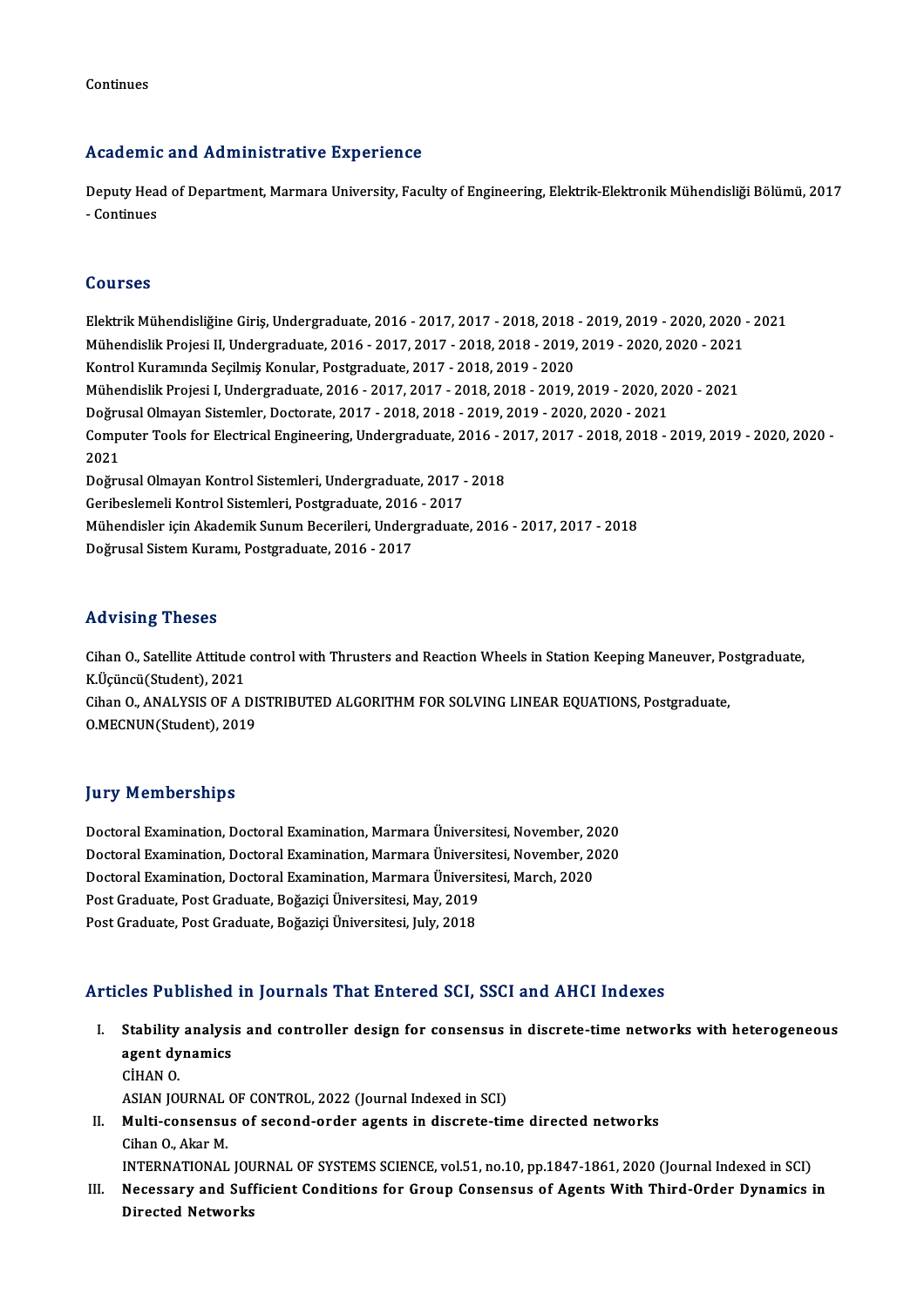Continues

## Academic and Administrative Experience

Deputy Head of Department, Marmara University, Faculty of Engineering, Elektrik-Elektronik Mühendisliği Bölümü, 2017 - Continues

## Courses

Elektrik Mühendisliğine Giriş, Undergraduate, 2016 - 2017, 2017 - 2018, 2018 - 2019, 2019 - 2020, 2020 - 2021
Mühendislik Projesi II, Undergraduate, 2016 - 2017, 2017 - 2018, 2018 - 2019, 2019 - 2020, 2020 - 2021
Kontrol Kuramında Seçilmiş Konular, Postgraduate, 2017 - 2018, 2019 - 2020
Mühendislik Projesi I, Undergraduate, 2016 - 2017, 2017 - 2018, 2018 - 2019, 2019 - 2020, 2020 - 2021
Doğrusal Olmayan Sistemler, Doctorate, 2017 - 2018, 2018 - 2019, 2019 - 2020, 2020 - 2021
Computer Tools for Electrical Engineering, Undergraduate, 2016 - 2017, 2017 - 2018, 2018 - 2019, 2019 - 2020, 2020 - 2021
Doğrusal Olmayan Kontrol Sistemleri, Undergraduate, 2017 - 2018
Geribeslemeli Kontrol Sistemleri, Postgraduate, 2016 - 2017
Mühendisler için Akademik Sunum Becerileri, Undergraduate, 2016 - 2017, 2017 - 2018
Doğrusal Sistem Kuramı, Postgraduate, 2016 - 2017

## Advising Theses

Cihan O., Satellite Attitude control with Thrusters and Reaction Wheels in Station Keeping Maneuver, Postgraduate, K.Üçüncü(Student), 2021
Cihan O., ANALYSIS OF A DISTRIBUTED ALGORITHM FOR SOLVING LINEAR EQUATIONS, Postgraduate, O.MECNUN(Student), 2019

## Jury Memberships

Doctoral Examination, Doctoral Examination, Marmara Üniversitesi, November, 2020
Doctoral Examination, Doctoral Examination, Marmara Üniversitesi, November, 2020
Doctoral Examination, Doctoral Examination, Marmara Üniversitesi, March, 2020
Post Graduate, Post Graduate, Boğaziçi Üniversitesi, May, 2019
Post Graduate, Post Graduate, Boğaziçi Üniversitesi, July, 2018

## Articles Published in Journals That Entered SCI, SSCI and AHCI Indexes

I. **Stability analysis and controller design for consensus in discrete-time networks with heterogeneous agent dynamics**
   CİHAN O.
   ASIAN JOURNAL OF CONTROL, 2022 (Journal Indexed in SCI)
II. **Multi-consensus of second-order agents in discrete-time directed networks**
   Cihan O., Akar M.
   INTERNATIONAL JOURNAL OF SYSTEMS SCIENCE, vol.51, no.10, pp.1847-1861, 2020 (Journal Indexed in SCI)
III. **Necessary and Sufficient Conditions for Group Consensus of Agents With Third-Order Dynamics in Directed Networks**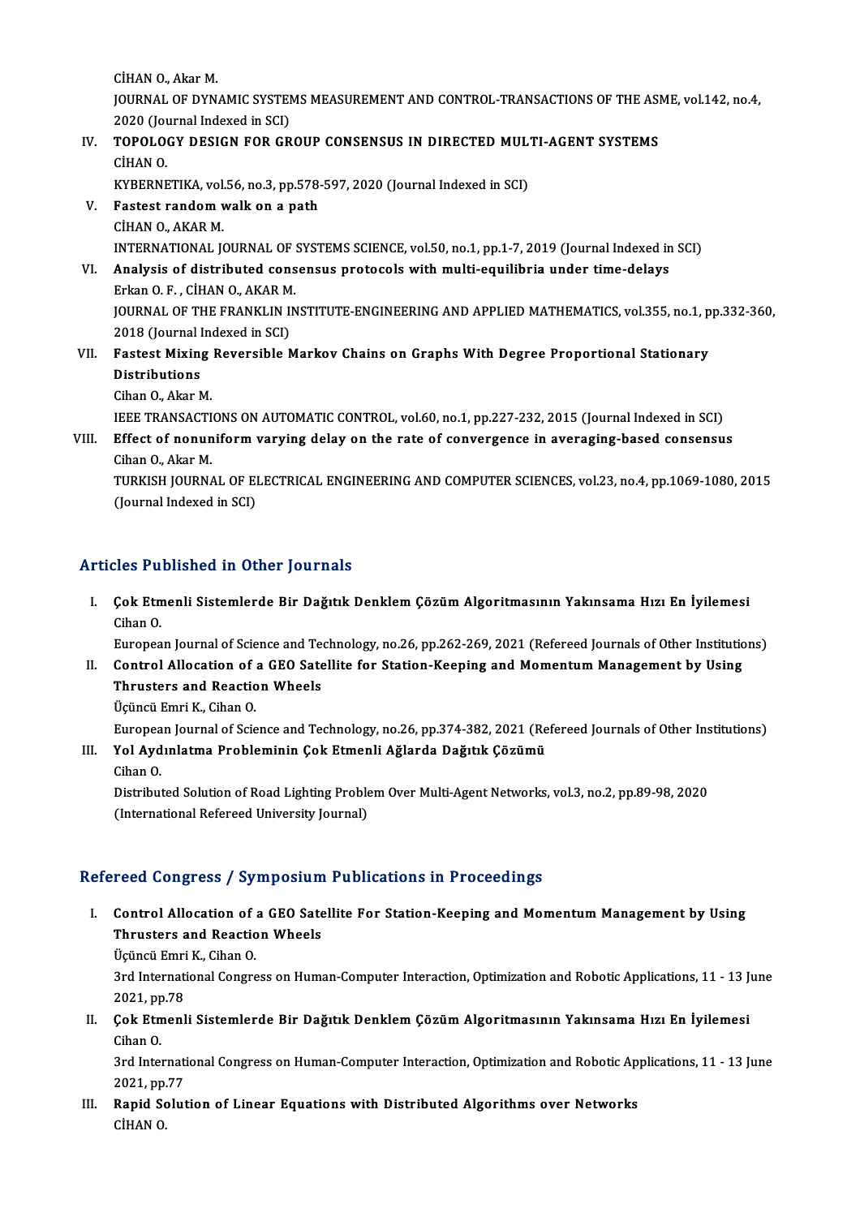CİHAN O., Akar M.
JOURNAL OF DYNAMIC SYSTEMS MEASUREMENT AND CONTROL-TRANSACTIONS OF THE ASME, vol.142, no.4, 2020 (Journal Indexed in SCI)

IV. **TOPOLOGY DESIGN FOR GROUP CONSENSUS IN DIRECTED MULTI-AGENT SYSTEMS**
CİHAN O.
KYBERNETIKA, vol.56, no.3, pp.578-597, 2020 (Journal Indexed in SCI)

V. **Fastest random walk on a path**
CİHAN O., AKAR M.
INTERNATIONAL JOURNAL OF SYSTEMS SCIENCE, vol.50, no.1, pp.1-7, 2019 (Journal Indexed in SCI)

VI. **Analysis of distributed consensus protocols with multi-equilibria under time-delays**
Erkan O. F. , CİHAN O., AKAR M.
JOURNAL OF THE FRANKLIN INSTITUTE-ENGINEERING AND APPLIED MATHEMATICS, vol.355, no.1, pp.332-360, 2018 (Journal Indexed in SCI)

VII. **Fastest Mixing Reversible Markov Chains on Graphs With Degree Proportional Stationary Distributions**
Cihan O., Akar M.
IEEE TRANSACTIONS ON AUTOMATIC CONTROL, vol.60, no.1, pp.227-232, 2015 (Journal Indexed in SCI)

VIII. **Effect of nonuniform varying delay on the rate of convergence in averaging-based consensus**
Cihan O., Akar M.
TURKISH JOURNAL OF ELECTRICAL ENGINEERING AND COMPUTER SCIENCES, vol.23, no.4, pp.1069-1080, 2015 (Journal Indexed in SCI)

## Articles Published in Other Journals

I. **Çok Etmenli Sistemlerde Bir Dağıtık Denklem Çözüm Algoritmasının Yakınsama Hızı En İyilemesi**
Cihan O.
European Journal of Science and Technology, no.26, pp.262-269, 2021 (Refereed Journals of Other Institutions)

II. **Control Allocation of a GEO Satellite for Station-Keeping and Momentum Management by Using Thrusters and Reaction Wheels**
Üçüncü Emri K., Cihan O.
European Journal of Science and Technology, no.26, pp.374-382, 2021 (Refereed Journals of Other Institutions)

III. **Yol Aydınlatma Probleminin Çok Etmenli Ağlarda Dağıtık Çözümü**
Cihan O.
Distributed Solution of Road Lighting Problem Over Multi-Agent Networks, vol.3, no.2, pp.89-98, 2020 (International Refereed University Journal)

## Refereed Congress / Symposium Publications in Proceedings

I. **Control Allocation of a GEO Satellite For Station-Keeping and Momentum Management by Using Thrusters and Reaction Wheels**
Üçüncü Emri K., Cihan O.
3rd International Congress on Human-Computer Interaction, Optimization and Robotic Applications, 11 - 13 June 2021, pp.78

II. **Çok Etmenli Sistemlerde Bir Dağıtık Denklem Çözüm Algoritmasının Yakınsama Hızı En İyilemesi**
Cihan O.
3rd International Congress on Human-Computer Interaction, Optimization and Robotic Applications, 11 - 13 June 2021, pp.77

III. **Rapid Solution of Linear Equations with Distributed Algorithms over Networks**
CİHAN O.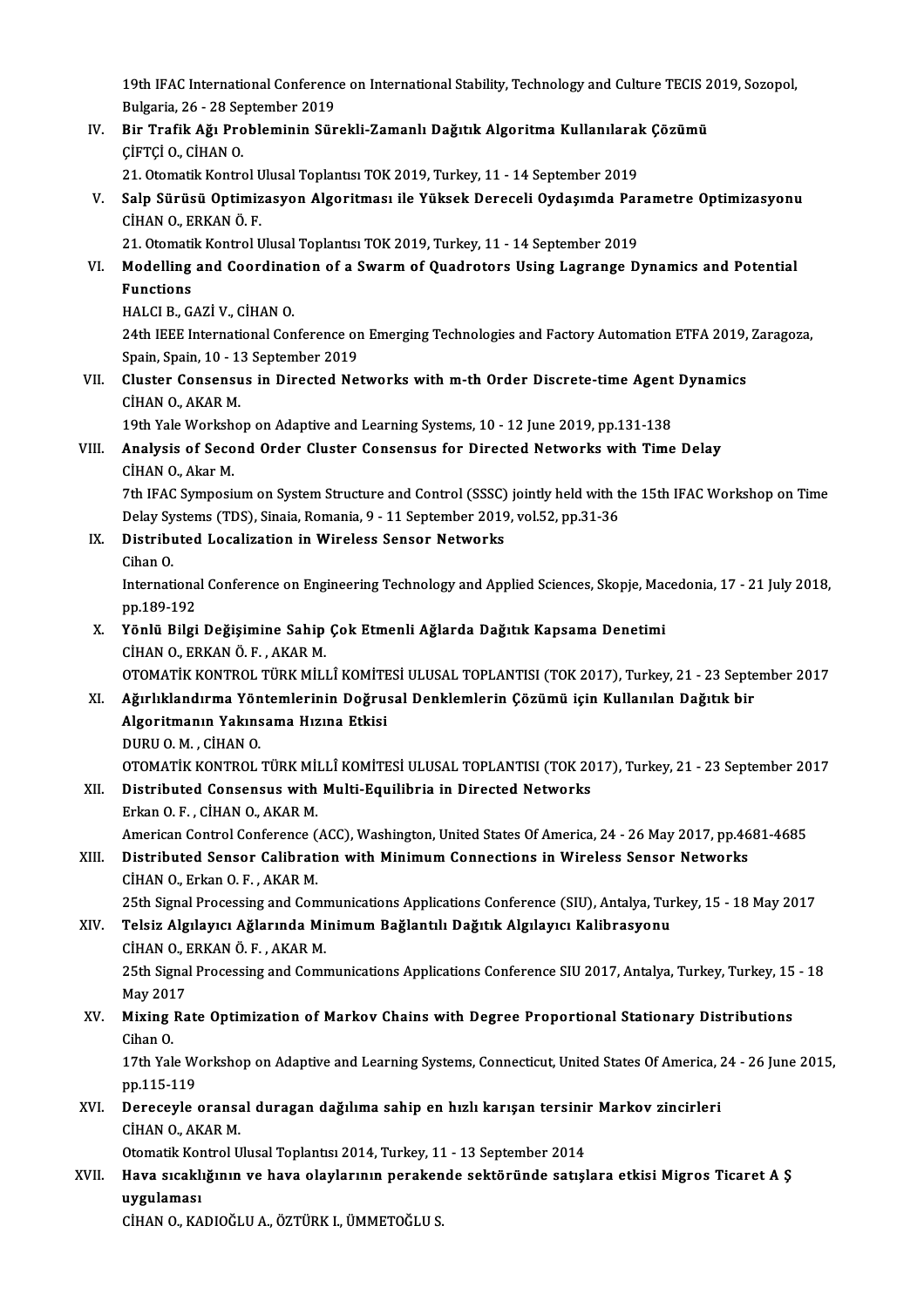19th IFAC International Conference on International Stability, Technology and Culture TECIS 2019, Sozopol, Bulgaria, 26 - 28 September 2019

IV. **Bir Trafik Ağı Probleminin Sürekli-Zamanlı Dağıtık Algoritma Kullanılarak Çözümü**
ÇİFTÇİ O., CİHAN O.
21. Otomatik Kontrol Ulusal Toplantısı TOK 2019, Turkey, 11 - 14 September 2019

V. **Salp Sürüsü Optimizasyon Algoritması ile Yüksek Dereceli Oydaşımda Parametre Optimizasyonu**
CİHAN O., ERKAN Ö. F.
21. Otomatik Kontrol Ulusal Toplantısı TOK 2019, Turkey, 11 - 14 September 2019

VI. **Modelling and Coordination of a Swarm of Quadrotors Using Lagrange Dynamics and Potential Functions**
HALCI B., GAZİ V., CİHAN O.
24th IEEE International Conference on Emerging Technologies and Factory Automation ETFA 2019, Zaragoza, Spain, Spain, 10 - 13 September 2019

VII. **Cluster Consensus in Directed Networks with m-th Order Discrete-time Agent Dynamics**
CİHAN O., AKAR M.
19th Yale Workshop on Adaptive and Learning Systems, 10 - 12 June 2019, pp.131-138

VIII. **Analysis of Second Order Cluster Consensus for Directed Networks with Time Delay**
CİHAN O., Akar M.
7th IFAC Symposium on System Structure and Control (SSSC) jointly held with the 15th IFAC Workshop on Time Delay Systems (TDS), Sinaia, Romania, 9 - 11 September 2019, vol.52, pp.31-36

IX. **Distributed Localization in Wireless Sensor Networks**
Cihan O.
International Conference on Engineering Technology and Applied Sciences, Skopje, Macedonia, 17 - 21 July 2018, pp.189-192

X. **Yönlü Bilgi Değişimine Sahip Çok Etmenli Ağlarda Dağıtık Kapsama Denetimi**
CİHAN O., ERKAN Ö. F. , AKAR M.
OTOMATİK KONTROL TÜRK MİLLÎ KOMİTESİ ULUSAL TOPLANTISI (TOK 2017), Turkey, 21 - 23 September 2017

XI. **Ağırlıklandırma Yöntemlerinin Doğrusal Denklemlerin Çözümü için Kullanılan Dağıtık bir Algoritmanın Yakınsama Hızına Etkisi**
DURU O. M. , CİHAN O.
OTOMATİK KONTROL TÜRK MİLLÎ KOMİTESİ ULUSAL TOPLANTISI (TOK 2017), Turkey, 21 - 23 September 2017

XII. **Distributed Consensus with Multi-Equilibria in Directed Networks**
Erkan O. F. , CİHAN O., AKAR M.
American Control Conference (ACC), Washington, United States Of America, 24 - 26 May 2017, pp.4681-4685

XIII. **Distributed Sensor Calibration with Minimum Connections in Wireless Sensor Networks**
CİHAN O., Erkan O. F. , AKAR M.
25th Signal Processing and Communications Applications Conference (SIU), Antalya, Turkey, 15 - 18 May 2017

XIV. **Telsiz Algılayıcı Ağlarında Minimum Bağlantılı Dağıtık Algılayıcı Kalibrasyonu**
CİHAN O., ERKAN Ö. F. , AKAR M.
25th Signal Processing and Communications Applications Conference SIU 2017, Antalya, Turkey, Turkey, 15 - 18 May 2017

XV. **Mixing Rate Optimization of Markov Chains with Degree Proportional Stationary Distributions**
Cihan O.
17th Yale Workshop on Adaptive and Learning Systems, Connecticut, United States Of America, 24 - 26 June 2015, pp.115-119

XVI. **Dereceyle oransal duragan dağılıma sahip en hızlı karışan tersinir Markov zincirleri**
CİHAN O., AKAR M.
Otomatik Kontrol Ulusal Toplantısı 2014, Turkey, 11 - 13 September 2014

XVII. **Hava sıcaklığının ve hava olaylarının perakende sektöründe satışlara etkisi Migros Ticaret A Ş uygulaması**
CİHAN O., KADIOĞLU A., ÖZTÜRK I., ÜMMETOĞLU S.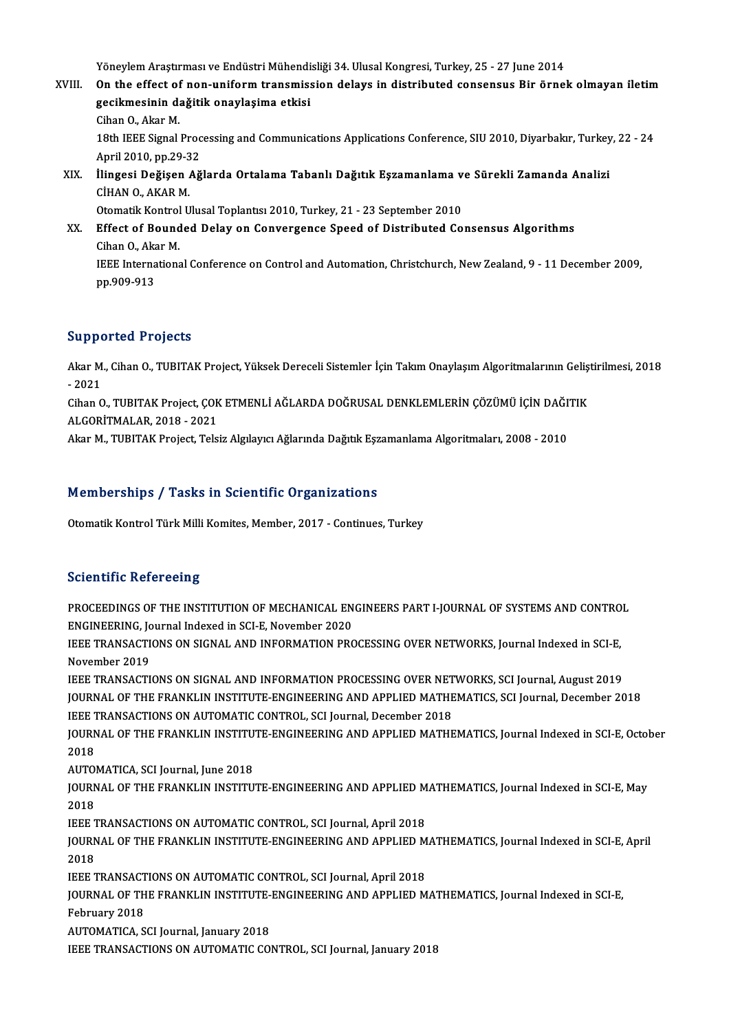Yöneylem Araştırması ve Endüstri Mühendisliği 34. Ulusal Kongresi, Turkey, 25 - 27 June 2014

XVIII. **On the effect of non-uniform transmission delays in distributed consensus Bir örnek olmayan iletim gecikmesinin dağitik onaylaşima etkisi**
Cihan O., Akar M.
18th IEEE Signal Processing and Communications Applications Conference, SIU 2010, Diyarbakır, Turkey, 22 - 24 April 2010, pp.29-32

XIX. **İlingesi Değişen Ağlarda Ortalama Tabanlı Dağıtık Eşzamanlama ve Sürekli Zamanda Analizi**
CİHAN O., AKAR M.
Otomatik Kontrol Ulusal Toplantısı 2010, Turkey, 21 - 23 September 2010

XX. **Effect of Bounded Delay on Convergence Speed of Distributed Consensus Algorithms**
Cihan O., Akar M.
IEEE International Conference on Control and Automation, Christchurch, New Zealand, 9 - 11 December 2009, pp.909-913

## Supported Projects

Akar M., Cihan O., TUBITAK Project, Yüksek Dereceli Sistemler İçin Takım Onaylaşım Algoritmalarının Geliştirilmesi, 2018 - 2021

Cihan O., TUBITAK Project, ÇOK ETMENLİ AĞLARDA DOĞRUSAL DENKLEMLERİN ÇÖZÜMÜ İÇİN DAĞITIK ALGORİTMALAR, 2018 - 2021

Akar M., TUBITAK Project, Telsiz Algılayıcı Ağlarında Dağıtık Eşzamanlama Algoritmaları, 2008 - 2010

## Memberships / Tasks in Scientific Organizations

Otomatik Kontrol Türk Milli Komites, Member, 2017 - Continues, Turkey

## Scientific Refereeing

PROCEEDINGS OF THE INSTITUTION OF MECHANICAL ENGINEERS PART I-JOURNAL OF SYSTEMS AND CONTROL ENGINEERING, Journal Indexed in SCI-E, November 2020

IEEE TRANSACTIONS ON SIGNAL AND INFORMATION PROCESSING OVER NETWORKS, Journal Indexed in SCI-E, November 2019

IEEE TRANSACTIONS ON SIGNAL AND INFORMATION PROCESSING OVER NETWORKS, SCI Journal, August 2019

JOURNAL OF THE FRANKLIN INSTITUTE-ENGINEERING AND APPLIED MATHEMATICS, SCI Journal, December 2018

IEEE TRANSACTIONS ON AUTOMATIC CONTROL, SCI Journal, December 2018

JOURNAL OF THE FRANKLIN INSTITUTE-ENGINEERING AND APPLIED MATHEMATICS, Journal Indexed in SCI-E, October 2018

AUTOMATICA, SCI Journal, June 2018

JOURNAL OF THE FRANKLIN INSTITUTE-ENGINEERING AND APPLIED MATHEMATICS, Journal Indexed in SCI-E, May 2018

IEEE TRANSACTIONS ON AUTOMATIC CONTROL, SCI Journal, April 2018

JOURNAL OF THE FRANKLIN INSTITUTE-ENGINEERING AND APPLIED MATHEMATICS, Journal Indexed in SCI-E, April 2018

IEEE TRANSACTIONS ON AUTOMATIC CONTROL, SCI Journal, April 2018

JOURNAL OF THE FRANKLIN INSTITUTE-ENGINEERING AND APPLIED MATHEMATICS, Journal Indexed in SCI-E, February 2018

AUTOMATICA, SCI Journal, January 2018

IEEE TRANSACTIONS ON AUTOMATIC CONTROL, SCI Journal, January 2018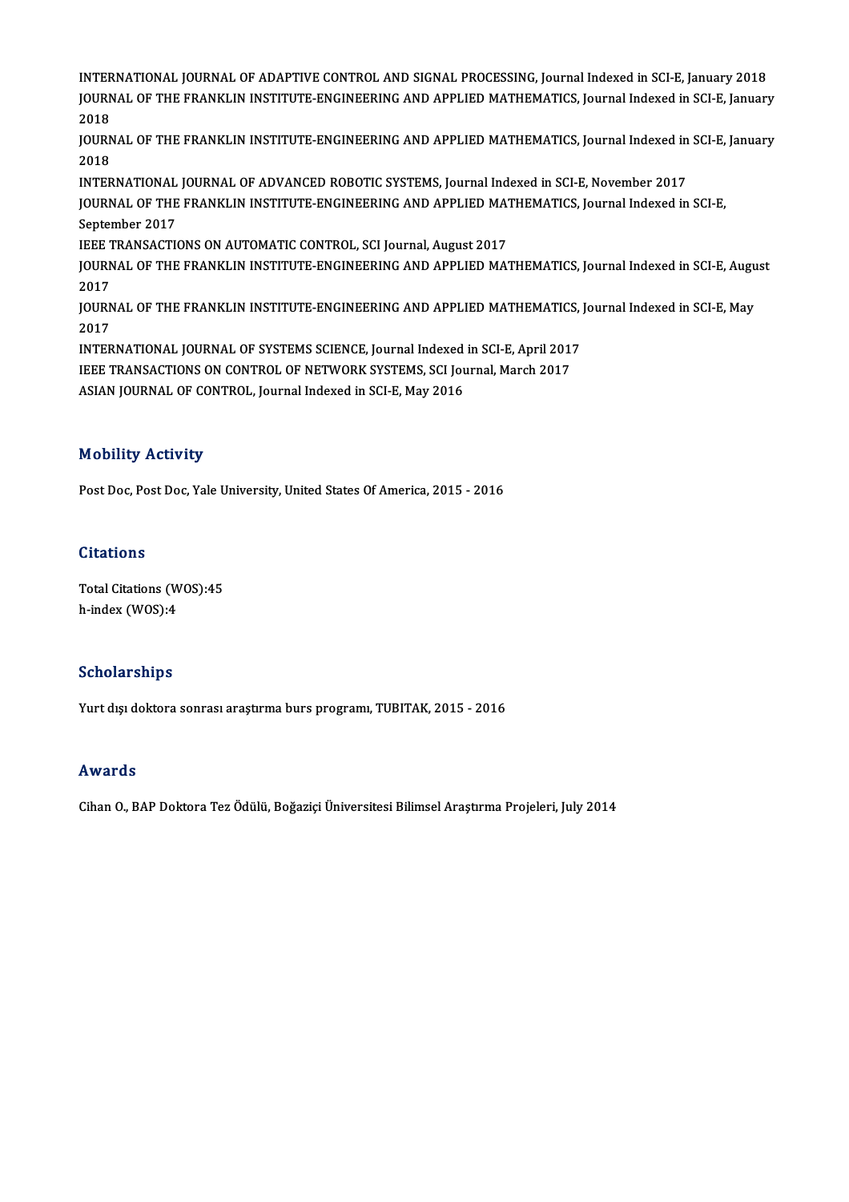INTERNATIONAL JOURNAL OF ADAPTIVE CONTROL AND SIGNAL PROCESSING, Journal Indexed in SCI-E, January 2018

JOURNAL OF THE FRANKLIN INSTITUTE-ENGINEERING AND APPLIED MATHEMATICS, Journal Indexed in SCI-E, January 2018

JOURNAL OF THE FRANKLIN INSTITUTE-ENGINEERING AND APPLIED MATHEMATICS, Journal Indexed in SCI-E, January 2018

INTERNATIONAL JOURNAL OF ADVANCED ROBOTIC SYSTEMS, Journal Indexed in SCI-E, November 2017

JOURNAL OF THE FRANKLIN INSTITUTE-ENGINEERING AND APPLIED MATHEMATICS, Journal Indexed in SCI-E, September 2017

IEEE TRANSACTIONS ON AUTOMATIC CONTROL, SCI Journal, August 2017

JOURNAL OF THE FRANKLIN INSTITUTE-ENGINEERING AND APPLIED MATHEMATICS, Journal Indexed in SCI-E, August 2017

JOURNAL OF THE FRANKLIN INSTITUTE-ENGINEERING AND APPLIED MATHEMATICS, Journal Indexed in SCI-E, May 2017

INTERNATIONAL JOURNAL OF SYSTEMS SCIENCE, Journal Indexed in SCI-E, April 2017

IEEE TRANSACTIONS ON CONTROL OF NETWORK SYSTEMS, SCI Journal, March 2017

ASIAN JOURNAL OF CONTROL, Journal Indexed in SCI-E, May 2016

## Mobility Activity

Post Doc, Post Doc, Yale University, United States Of America, 2015 - 2016

## Citations

Total Citations (WOS):45

h-index (WOS):4

## Scholarships

Yurt dışı doktora sonrası araştırma burs programı, TUBITAK, 2015 - 2016

## Awards

Cihan O., BAP Doktora Tez Ödülü, Boğaziçi Üniversitesi Bilimsel Araştırma Projeleri, July 2014